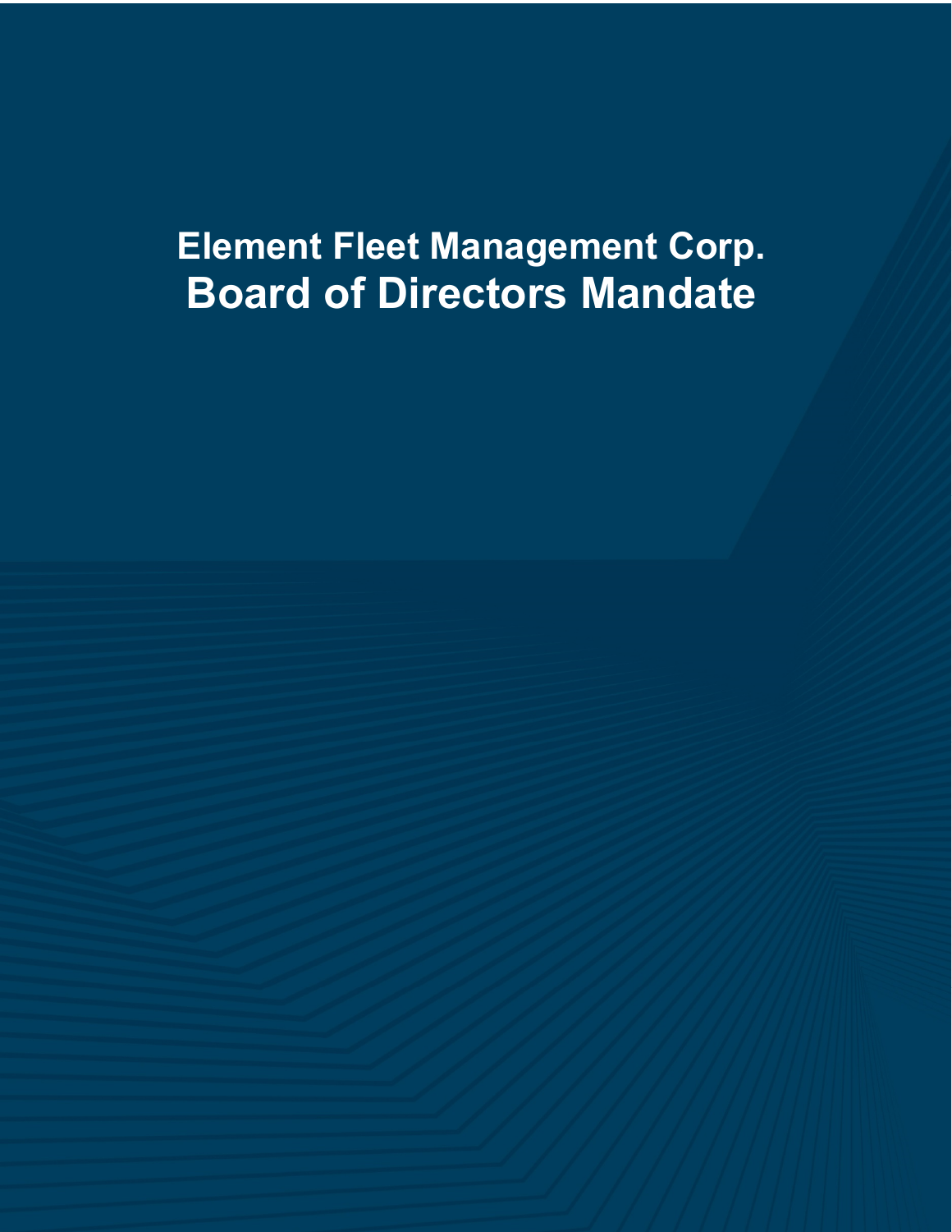# Element Fleet Management Corp.
# Board of Directors Mandate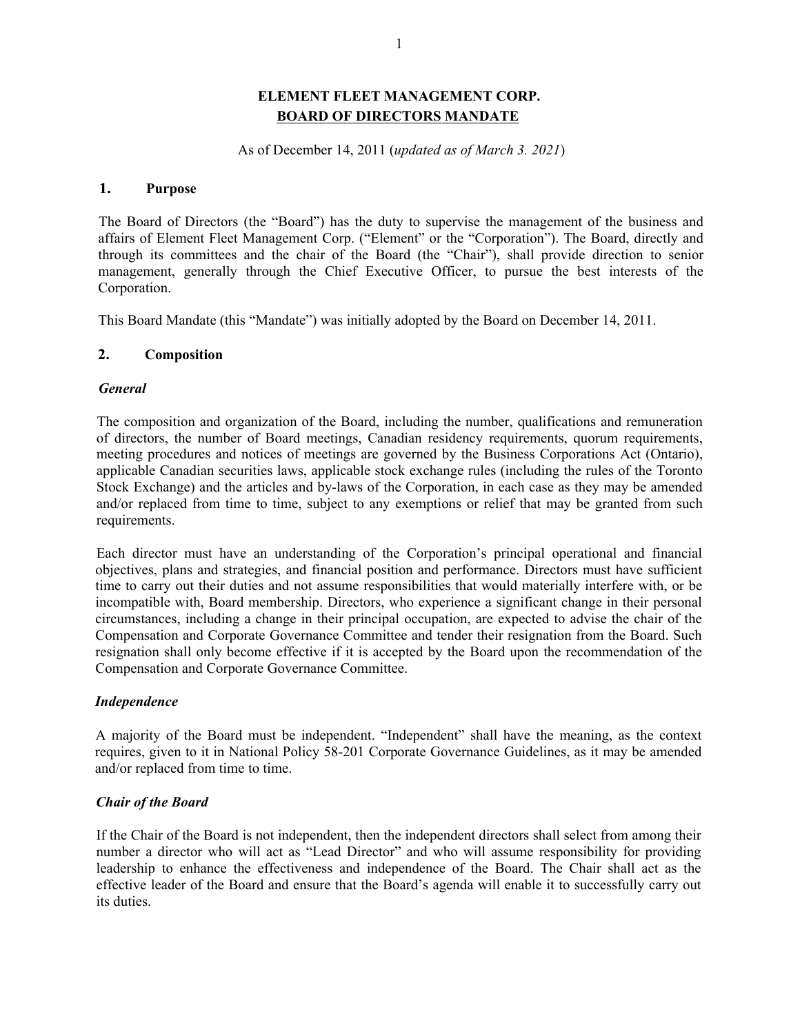# ELEMENT FLEET MANAGEMENT CORP.
## BOARD OF DIRECTORS MANDATE

As of December 14, 2011 (*updated as of March 3. 2021*)

### 1. Purpose

The Board of Directors (the "Board") has the duty to supervise the management of the business and affairs of Element Fleet Management Corp. ("Element" or the "Corporation"). The Board, directly and through its committees and the chair of the Board (the "Chair"), shall provide direction to senior management, generally through the Chief Executive Officer, to pursue the best interests of the Corporation.

This Board Mandate (this "Mandate") was initially adopted by the Board on December 14, 2011.

### 2. Composition

***General***

The composition and organization of the Board, including the number, qualifications and remuneration of directors, the number of Board meetings, Canadian residency requirements, quorum requirements, meeting procedures and notices of meetings are governed by the Business Corporations Act (Ontario), applicable Canadian securities laws, applicable stock exchange rules (including the rules of the Toronto Stock Exchange) and the articles and by-laws of the Corporation, in each case as they may be amended and/or replaced from time to time, subject to any exemptions or relief that may be granted from such requirements.

Each director must have an understanding of the Corporation's principal operational and financial objectives, plans and strategies, and financial position and performance. Directors must have sufficient time to carry out their duties and not assume responsibilities that would materially interfere with, or be incompatible with, Board membership. Directors, who experience a significant change in their personal circumstances, including a change in their principal occupation, are expected to advise the chair of the Compensation and Corporate Governance Committee and tender their resignation from the Board. Such resignation shall only become effective if it is accepted by the Board upon the recommendation of the Compensation and Corporate Governance Committee.

***Independence***

A majority of the Board must be independent. "Independent" shall have the meaning, as the context requires, given to it in National Policy 58-201 Corporate Governance Guidelines, as it may be amended and/or replaced from time to time.

***Chair of the Board***

If the Chair of the Board is not independent, then the independent directors shall select from among their number a director who will act as "Lead Director" and who will assume responsibility for providing leadership to enhance the effectiveness and independence of the Board. The Chair shall act as the effective leader of the Board and ensure that the Board's agenda will enable it to successfully carry out its duties.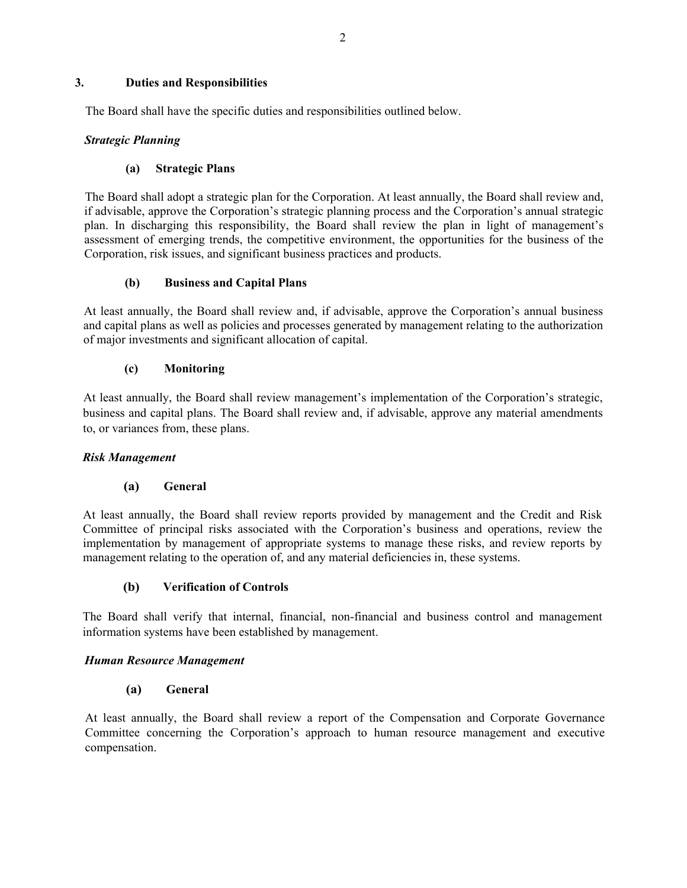## 3. Duties and Responsibilities

The Board shall have the specific duties and responsibilities outlined below.

***Strategic Planning***

**(a) Strategic Plans**

The Board shall adopt a strategic plan for the Corporation. At least annually, the Board shall review and, if advisable, approve the Corporation's strategic planning process and the Corporation's annual strategic plan. In discharging this responsibility, the Board shall review the plan in light of management's assessment of emerging trends, the competitive environment, the opportunities for the business of the Corporation, risk issues, and significant business practices and products.

**(b) Business and Capital Plans**

At least annually, the Board shall review and, if advisable, approve the Corporation's annual business and capital plans as well as policies and processes generated by management relating to the authorization of major investments and significant allocation of capital.

**(c) Monitoring**

At least annually, the Board shall review management's implementation of the Corporation's strategic, business and capital plans. The Board shall review and, if advisable, approve any material amendments to, or variances from, these plans.

***Risk Management***

**(a) General**

At least annually, the Board shall review reports provided by management and the Credit and Risk Committee of principal risks associated with the Corporation's business and operations, review the implementation by management of appropriate systems to manage these risks, and review reports by management relating to the operation of, and any material deficiencies in, these systems.

**(b) Verification of Controls**

The Board shall verify that internal, financial, non-financial and business control and management information systems have been established by management.

***Human Resource Management***

**(a) General**

At least annually, the Board shall review a report of the Compensation and Corporate Governance Committee concerning the Corporation's approach to human resource management and executive compensation.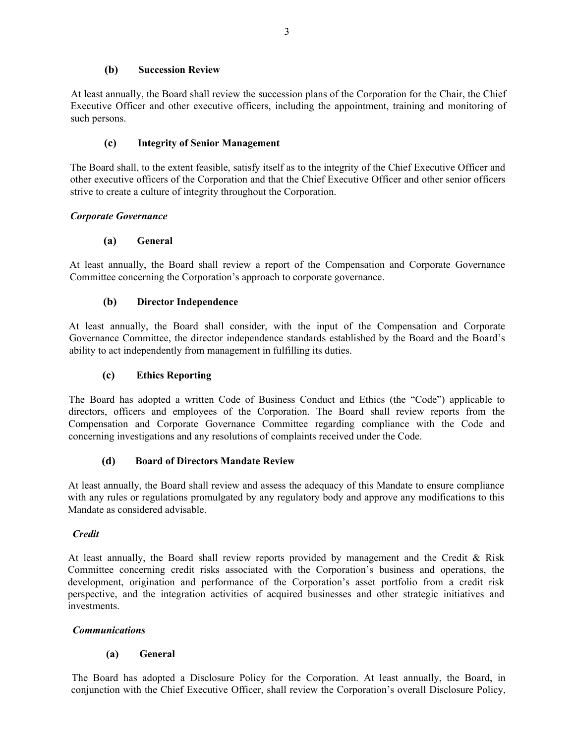**(b) Succession Review**

At least annually, the Board shall review the succession plans of the Corporation for the Chair, the Chief Executive Officer and other executive officers, including the appointment, training and monitoring of such persons.

**(c) Integrity of Senior Management**

The Board shall, to the extent feasible, satisfy itself as to the integrity of the Chief Executive Officer and other executive officers of the Corporation and that the Chief Executive Officer and other senior officers strive to create a culture of integrity throughout the Corporation.

***Corporate Governance***

**(a) General**

At least annually, the Board shall review a report of the Compensation and Corporate Governance Committee concerning the Corporation's approach to corporate governance.

**(b) Director Independence**

At least annually, the Board shall consider, with the input of the Compensation and Corporate Governance Committee, the director independence standards established by the Board and the Board's ability to act independently from management in fulfilling its duties.

**(c) Ethics Reporting**

The Board has adopted a written Code of Business Conduct and Ethics (the "Code") applicable to directors, officers and employees of the Corporation. The Board shall review reports from the Compensation and Corporate Governance Committee regarding compliance with the Code and concerning investigations and any resolutions of complaints received under the Code.

**(d) Board of Directors Mandate Review**

At least annually, the Board shall review and assess the adequacy of this Mandate to ensure compliance with any rules or regulations promulgated by any regulatory body and approve any modifications to this Mandate as considered advisable.

***Credit***

At least annually, the Board shall review reports provided by management and the Credit & Risk Committee concerning credit risks associated with the Corporation's business and operations, the development, origination and performance of the Corporation's asset portfolio from a credit risk perspective, and the integration activities of acquired businesses and other strategic initiatives and investments.

***Communications***

**(a) General**

The Board has adopted a Disclosure Policy for the Corporation. At least annually, the Board, in conjunction with the Chief Executive Officer, shall review the Corporation's overall Disclosure Policy,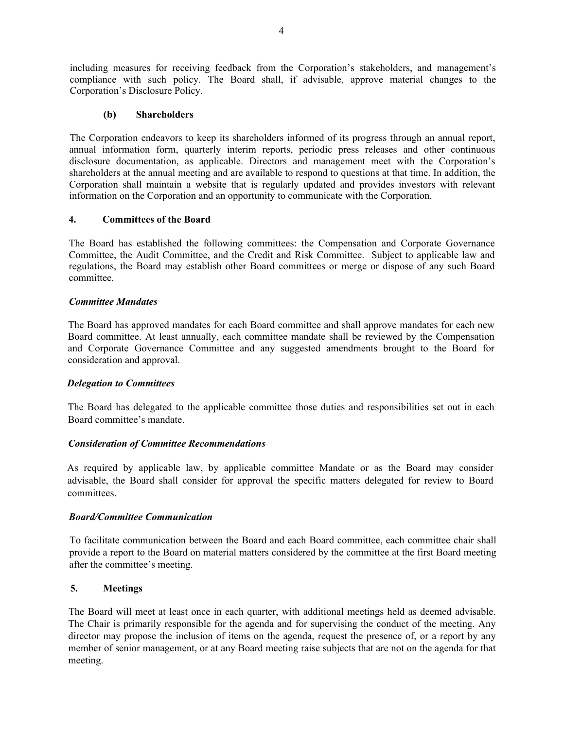including measures for receiving feedback from the Corporation's stakeholders, and management's compliance with such policy. The Board shall, if advisable, approve material changes to the Corporation's Disclosure Policy.

#### (b) Shareholders

The Corporation endeavors to keep its shareholders informed of its progress through an annual report, annual information form, quarterly interim reports, periodic press releases and other continuous disclosure documentation, as applicable. Directors and management meet with the Corporation's shareholders at the annual meeting and are available to respond to questions at that time. In addition, the Corporation shall maintain a website that is regularly updated and provides investors with relevant information on the Corporation and an opportunity to communicate with the Corporation.

### 4. Committees of the Board

The Board has established the following committees: the Compensation and Corporate Governance Committee, the Audit Committee, and the Credit and Risk Committee. Subject to applicable law and regulations, the Board may establish other Board committees or merge or dispose of any such Board committee.

***Committee Mandates***

The Board has approved mandates for each Board committee and shall approve mandates for each new Board committee. At least annually, each committee mandate shall be reviewed by the Compensation and Corporate Governance Committee and any suggested amendments brought to the Board for consideration and approval.

***Delegation to Committees***

The Board has delegated to the applicable committee those duties and responsibilities set out in each Board committee's mandate.

***Consideration of Committee Recommendations***

As required by applicable law, by applicable committee Mandate or as the Board may consider advisable, the Board shall consider for approval the specific matters delegated for review to Board committees.

***Board/Committee Communication***

To facilitate communication between the Board and each Board committee, each committee chair shall provide a report to the Board on material matters considered by the committee at the first Board meeting after the committee's meeting.

### 5. Meetings

The Board will meet at least once in each quarter, with additional meetings held as deemed advisable. The Chair is primarily responsible for the agenda and for supervising the conduct of the meeting. Any director may propose the inclusion of items on the agenda, request the presence of, or a report by any member of senior management, or at any Board meeting raise subjects that are not on the agenda for that meeting.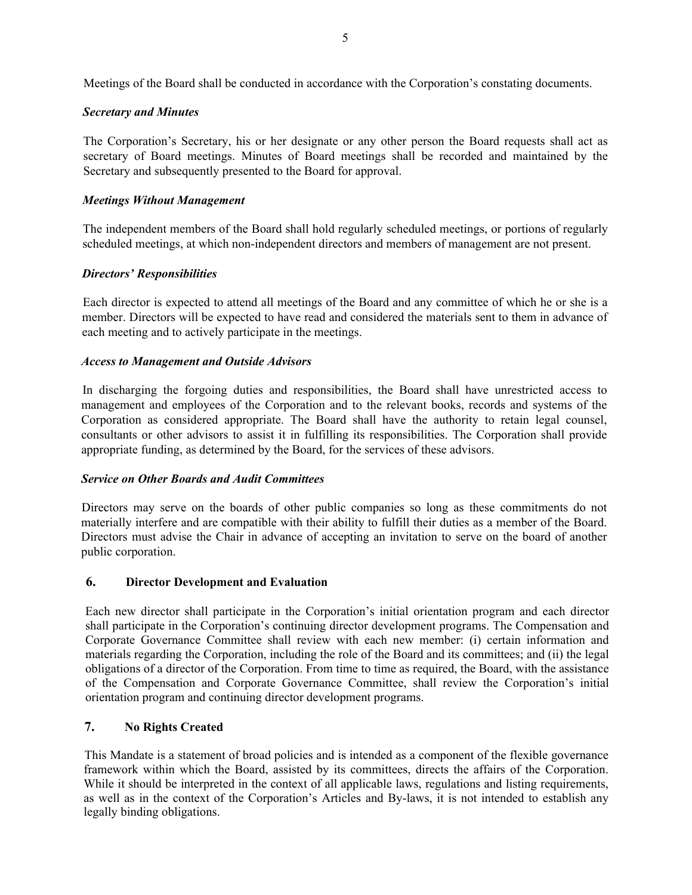Meetings of the Board shall be conducted in accordance with the Corporation's constating documents.

### *Secretary and Minutes*

The Corporation's Secretary, his or her designate or any other person the Board requests shall act as secretary of Board meetings. Minutes of Board meetings shall be recorded and maintained by the Secretary and subsequently presented to the Board for approval.

### *Meetings Without Management*

The independent members of the Board shall hold regularly scheduled meetings, or portions of regularly scheduled meetings, at which non-independent directors and members of management are not present.

### *Directors' Responsibilities*

Each director is expected to attend all meetings of the Board and any committee of which he or she is a member. Directors will be expected to have read and considered the materials sent to them in advance of each meeting and to actively participate in the meetings.

### *Access to Management and Outside Advisors*

In discharging the forgoing duties and responsibilities, the Board shall have unrestricted access to management and employees of the Corporation and to the relevant books, records and systems of the Corporation as considered appropriate. The Board shall have the authority to retain legal counsel, consultants or other advisors to assist it in fulfilling its responsibilities. The Corporation shall provide appropriate funding, as determined by the Board, for the services of these advisors.

### *Service on Other Boards and Audit Committees*

Directors may serve on the boards of other public companies so long as these commitments do not materially interfere and are compatible with their ability to fulfill their duties as a member of the Board. Directors must advise the Chair in advance of accepting an invitation to serve on the board of another public corporation.

## 6. Director Development and Evaluation

Each new director shall participate in the Corporation's initial orientation program and each director shall participate in the Corporation's continuing director development programs. The Compensation and Corporate Governance Committee shall review with each new member: (i) certain information and materials regarding the Corporation, including the role of the Board and its committees; and (ii) the legal obligations of a director of the Corporation. From time to time as required, the Board, with the assistance of the Compensation and Corporate Governance Committee, shall review the Corporation's initial orientation program and continuing director development programs.

## 7. No Rights Created

This Mandate is a statement of broad policies and is intended as a component of the flexible governance framework within which the Board, assisted by its committees, directs the affairs of the Corporation. While it should be interpreted in the context of all applicable laws, regulations and listing requirements, as well as in the context of the Corporation's Articles and By-laws, it is not intended to establish any legally binding obligations.